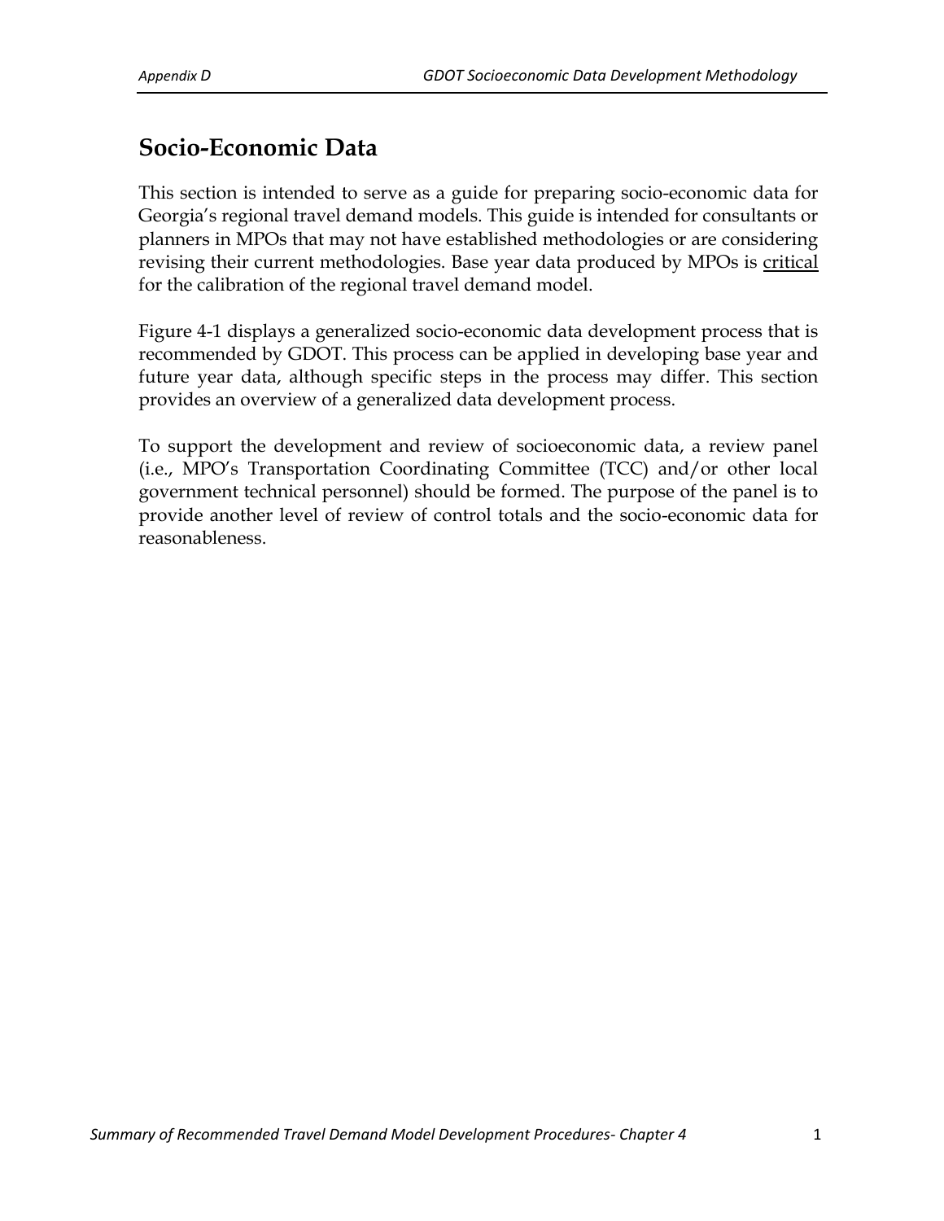## Socio-Economic Data

This section is intended to serve as a guide for preparing socio-economic data for Georgia's regional travel demand models. This guide is intended for consultants or planners in MPOs that may not have established methodologies or are considering revising their current methodologies. Base year data produced by MPOs is <u>critical</u> for the calibration of the regional travel demand model.

Figure 4-1 displays a generalized socio-economic data development process that is recommended by GDOT. This process can be applied in developing base year and future year data, although specific steps in the process may differ. This section provides an overview of a generalized data development process.

To support the development and review of socioeconomic data, a review panel (i.e., MPO's Transportation Coordinating Committee (TCC) and/or other local government technical personnel) should be formed. The purpose of the panel is to provide another level of review of control totals and the socio-economic data for reasonableness.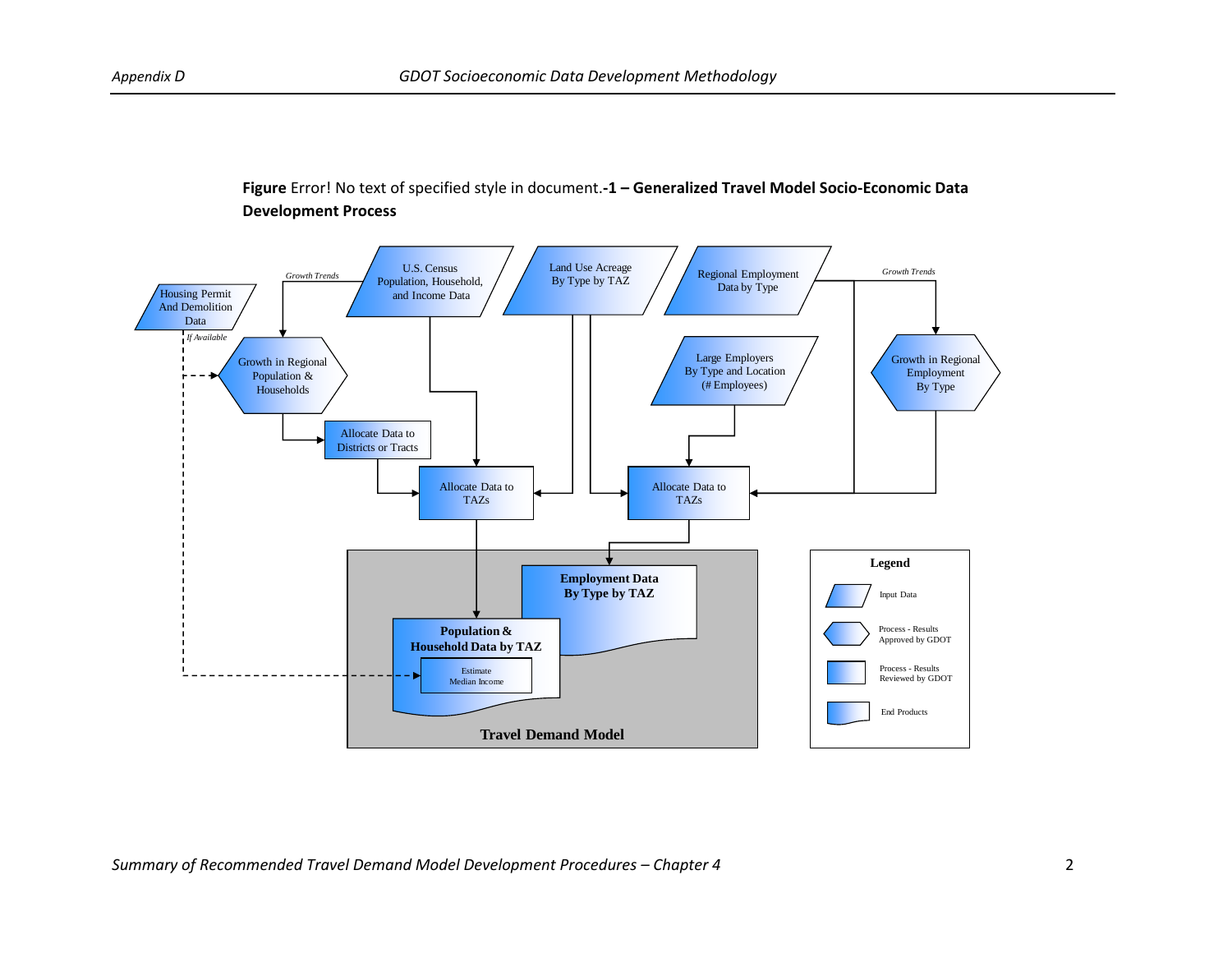**Figure** Error! No text of specified style in document.**-1 – Generalized Travel Model Socio-Economic Data Development Process**

Housing Permit And Demolition Data

*If Available*

*Growth Trends*

U.S. Census Population, Household, and Income Data

Land Use Acreage By Type by TAZ

Regional Employment Data by Type

*Growth Trends*

Growth in Regional Population & Households

Large Employers By Type and Location (# Employees)

Growth in Regional Employment By Type

Allocate Data to Districts or Tracts

Allocate Data to TAZs

Allocate Data to TAZs

**Employment Data By Type by TAZ**

**Population & Household Data by TAZ**

Estimate Median Income

**Travel Demand Model**

**Legend**

Input Data

Process - Results Approved by GDOT

Process - Results Reviewed by GDOT

End Products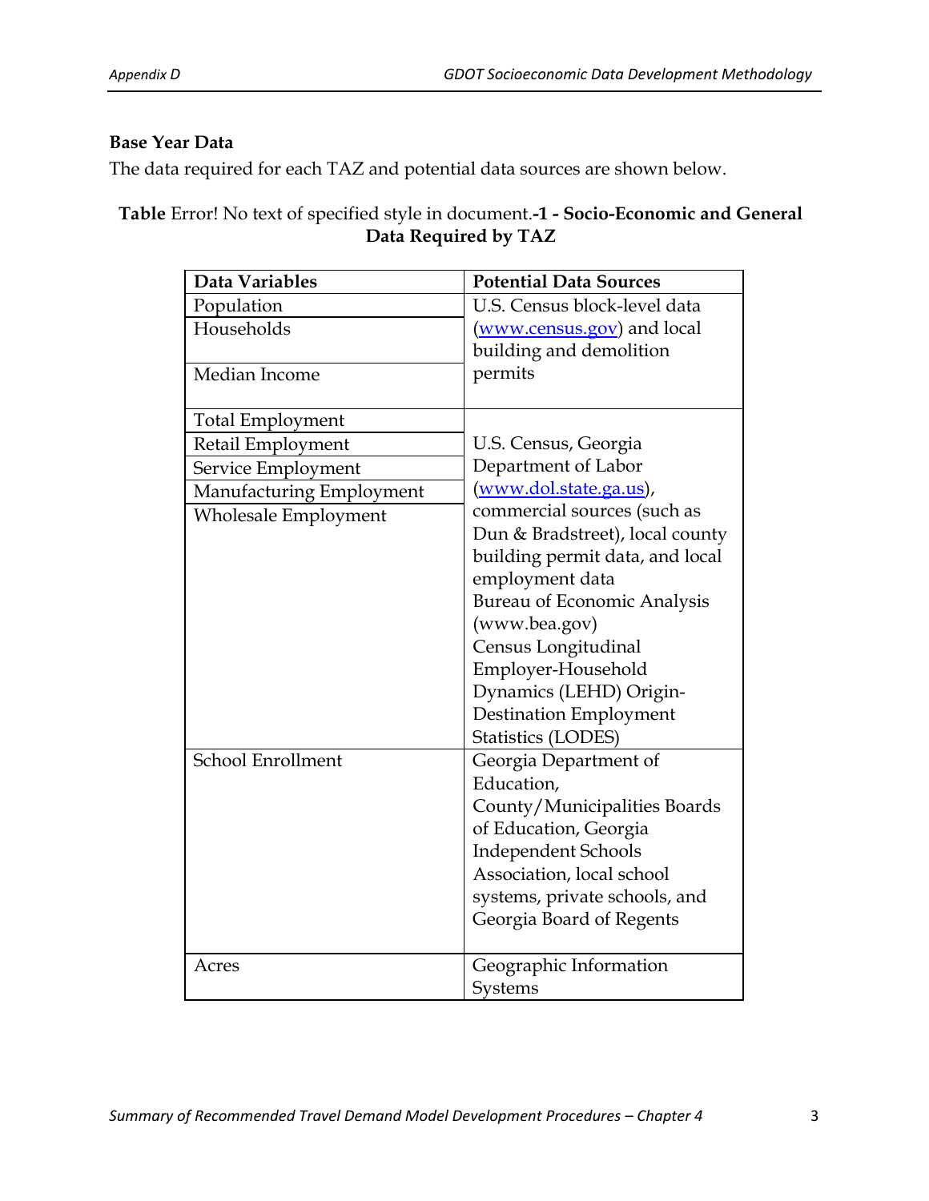**Base Year Data**

The data required for each TAZ and potential data sources are shown below.

**Table** Error! No text of specified style in document.**-1 - Socio-Economic and General Data Required by TAZ**

| Data Variables | Potential Data Sources |
|---|---|
| Population | U.S. Census block-level data (www.census.gov) and local building and demolition permits |
| Households | |
| Median Income | |
| Total Employment | U.S. Census, Georgia Department of Labor (www.dol.state.ga.us), commercial sources (such as Dun & Bradstreet), local county building permit data, and local employment data Bureau of Economic Analysis (www.bea.gov) Census Longitudinal Employer-Household Dynamics (LEHD) Origin-Destination Employment Statistics (LODES) |
| Retail Employment | |
| Service Employment | |
| Manufacturing Employment | |
| Wholesale Employment | |
| School Enrollment | Georgia Department of Education, County/Municipalities Boards of Education, Georgia Independent Schools Association, local school systems, private schools, and Georgia Board of Regents |
| Acres | Geographic Information Systems |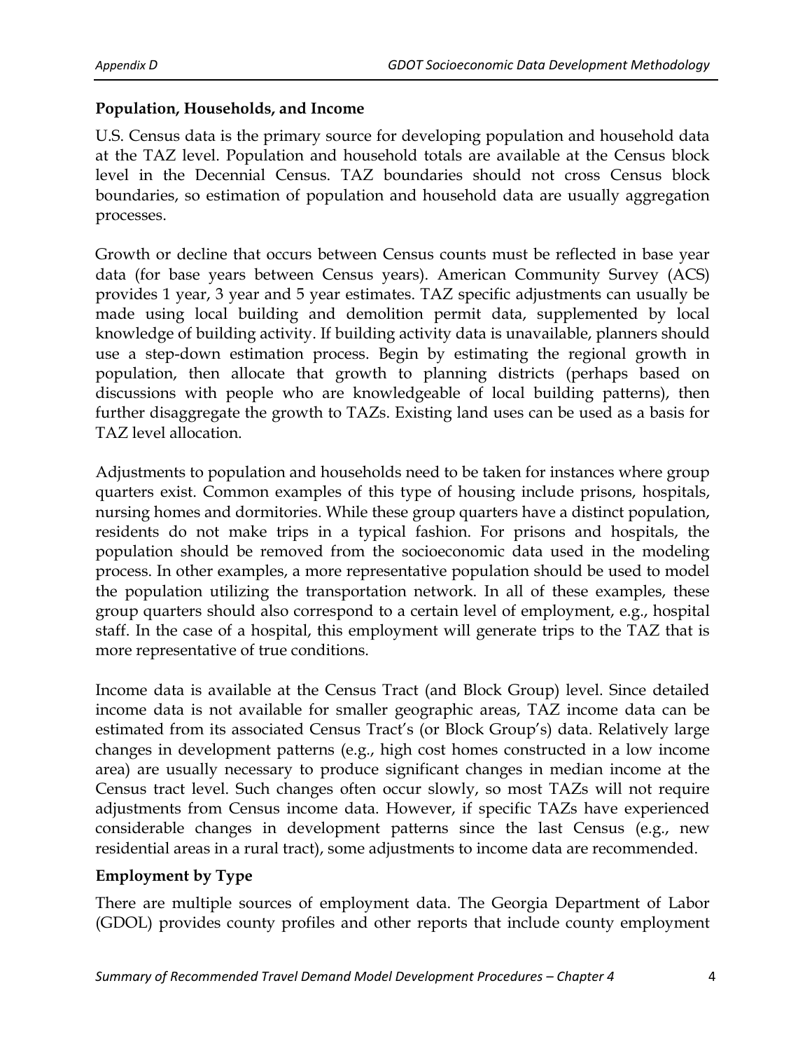## Population, Households, and Income

U.S. Census data is the primary source for developing population and household data at the TAZ level. Population and household totals are available at the Census block level in the Decennial Census. TAZ boundaries should not cross Census block boundaries, so estimation of population and household data are usually aggregation processes.

Growth or decline that occurs between Census counts must be reflected in base year data (for base years between Census years). American Community Survey (ACS) provides 1 year, 3 year and 5 year estimates. TAZ specific adjustments can usually be made using local building and demolition permit data, supplemented by local knowledge of building activity. If building activity data is unavailable, planners should use a step-down estimation process. Begin by estimating the regional growth in population, then allocate that growth to planning districts (perhaps based on discussions with people who are knowledgeable of local building patterns), then further disaggregate the growth to TAZs. Existing land uses can be used as a basis for TAZ level allocation.

Adjustments to population and households need to be taken for instances where group quarters exist. Common examples of this type of housing include prisons, hospitals, nursing homes and dormitories. While these group quarters have a distinct population, residents do not make trips in a typical fashion. For prisons and hospitals, the population should be removed from the socioeconomic data used in the modeling process. In other examples, a more representative population should be used to model the population utilizing the transportation network. In all of these examples, these group quarters should also correspond to a certain level of employment, e.g., hospital staff. In the case of a hospital, this employment will generate trips to the TAZ that is more representative of true conditions.

Income data is available at the Census Tract (and Block Group) level. Since detailed income data is not available for smaller geographic areas, TAZ income data can be estimated from its associated Census Tract's (or Block Group's) data. Relatively large changes in development patterns (e.g., high cost homes constructed in a low income area) are usually necessary to produce significant changes in median income at the Census tract level. Such changes often occur slowly, so most TAZs will not require adjustments from Census income data. However, if specific TAZs have experienced considerable changes in development patterns since the last Census (e.g., new residential areas in a rural tract), some adjustments to income data are recommended.

## Employment by Type

There are multiple sources of employment data. The Georgia Department of Labor (GDOL) provides county profiles and other reports that include county employment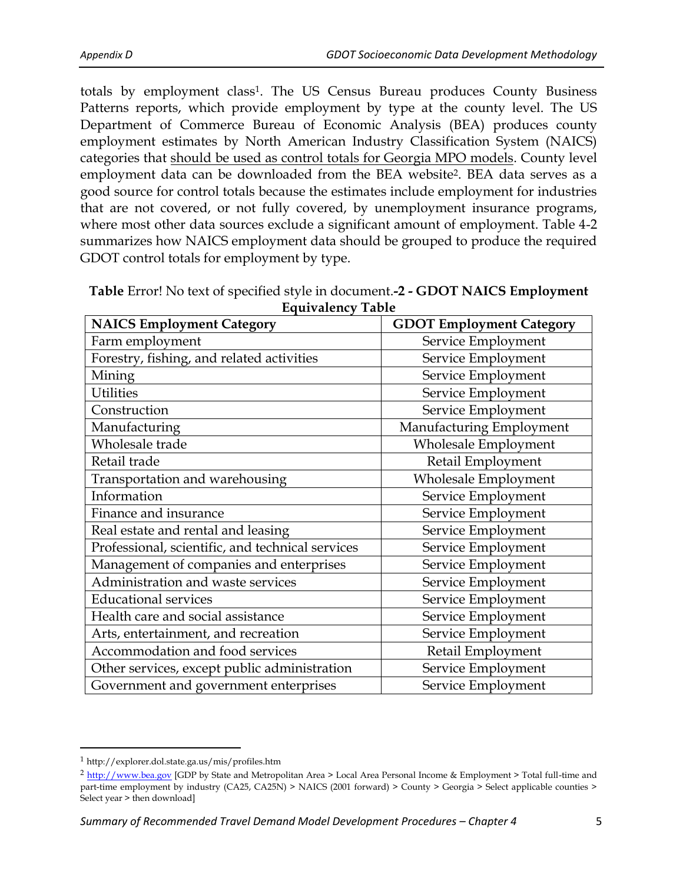totals by employment class[1]. The US Census Bureau produces County Business Patterns reports, which provide employment by type at the county level. The US Department of Commerce Bureau of Economic Analysis (BEA) produces county employment estimates by North American Industry Classification System (NAICS) categories that <u>should be used as control totals for Georgia MPO models</u>. County level employment data can be downloaded from the BEA website[2]. BEA data serves as a good source for control totals because the estimates include employment for industries that are not covered, or not fully covered, by unemployment insurance programs, where most other data sources exclude a significant amount of employment. Table 4-2 summarizes how NAICS employment data should be grouped to produce the required GDOT control totals for employment by type.

**Table** Error! No text of specified style in document.**-2 - GDOT NAICS Employment Equivalency Table**

| NAICS Employment Category | GDOT Employment Category |
|---|---|
| Farm employment | Service Employment |
| Forestry, fishing, and related activities | Service Employment |
| Mining | Service Employment |
| Utilities | Service Employment |
| Construction | Service Employment |
| Manufacturing | Manufacturing Employment |
| Wholesale trade | Wholesale Employment |
| Retail trade | Retail Employment |
| Transportation and warehousing | Wholesale Employment |
| Information | Service Employment |
| Finance and insurance | Service Employment |
| Real estate and rental and leasing | Service Employment |
| Professional, scientific, and technical services | Service Employment |
| Management of companies and enterprises | Service Employment |
| Administration and waste services | Service Employment |
| Educational services | Service Employment |
| Health care and social assistance | Service Employment |
| Arts, entertainment, and recreation | Service Employment |
| Accommodation and food services | Retail Employment |
| Other services, except public administration | Service Employment |
| Government and government enterprises | Service Employment |

[1] http://explorer.dol.state.ga.us/mis/profiles.htm

[2] http://www.bea.gov [GDP by State and Metropolitan Area > Local Area Personal Income & Employment > Total full-time and part-time employment by industry (CA25, CA25N) > NAICS (2001 forward) > County > Georgia > Select applicable counties > Select year > then download]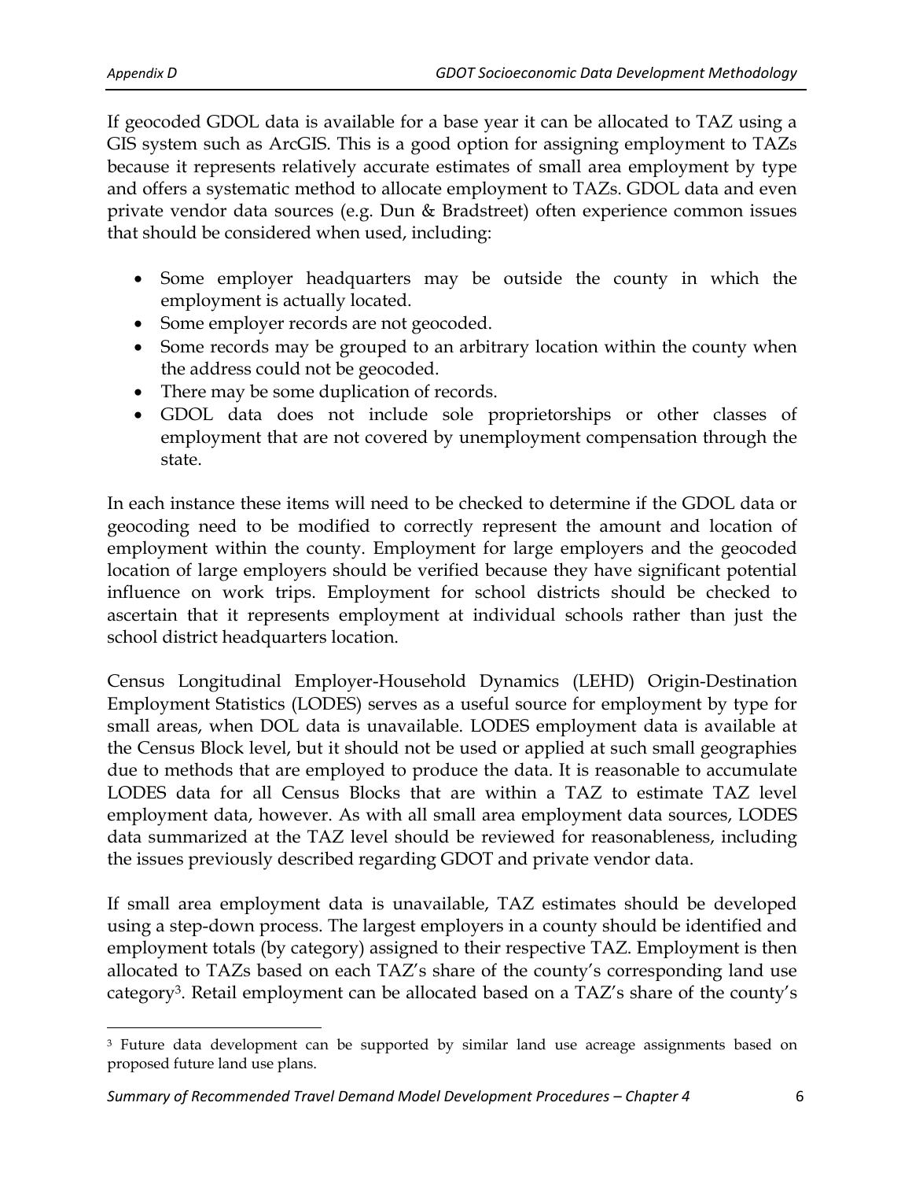If geocoded GDOL data is available for a base year it can be allocated to TAZ using a GIS system such as ArcGIS. This is a good option for assigning employment to TAZs because it represents relatively accurate estimates of small area employment by type and offers a systematic method to allocate employment to TAZs. GDOL data and even private vendor data sources (e.g. Dun & Bradstreet) often experience common issues that should be considered when used, including:

- Some employer headquarters may be outside the county in which the employment is actually located.
- Some employer records are not geocoded.
- Some records may be grouped to an arbitrary location within the county when the address could not be geocoded.
- There may be some duplication of records.
- GDOL data does not include sole proprietorships or other classes of employment that are not covered by unemployment compensation through the state.

In each instance these items will need to be checked to determine if the GDOL data or geocoding need to be modified to correctly represent the amount and location of employment within the county. Employment for large employers and the geocoded location of large employers should be verified because they have significant potential influence on work trips. Employment for school districts should be checked to ascertain that it represents employment at individual schools rather than just the school district headquarters location.

Census Longitudinal Employer-Household Dynamics (LEHD) Origin-Destination Employment Statistics (LODES) serves as a useful source for employment by type for small areas, when DOL data is unavailable. LODES employment data is available at the Census Block level, but it should not be used or applied at such small geographies due to methods that are employed to produce the data. It is reasonable to accumulate LODES data for all Census Blocks that are within a TAZ to estimate TAZ level employment data, however. As with all small area employment data sources, LODES data summarized at the TAZ level should be reviewed for reasonableness, including the issues previously described regarding GDOT and private vendor data.

If small area employment data is unavailable, TAZ estimates should be developed using a step-down process. The largest employers in a county should be identified and employment totals (by category) assigned to their respective TAZ. Employment is then allocated to TAZs based on each TAZ's share of the county's corresponding land use category[3]. Retail employment can be allocated based on a TAZ's share of the county's

[3] Future data development can be supported by similar land use acreage assignments based on proposed future land use plans.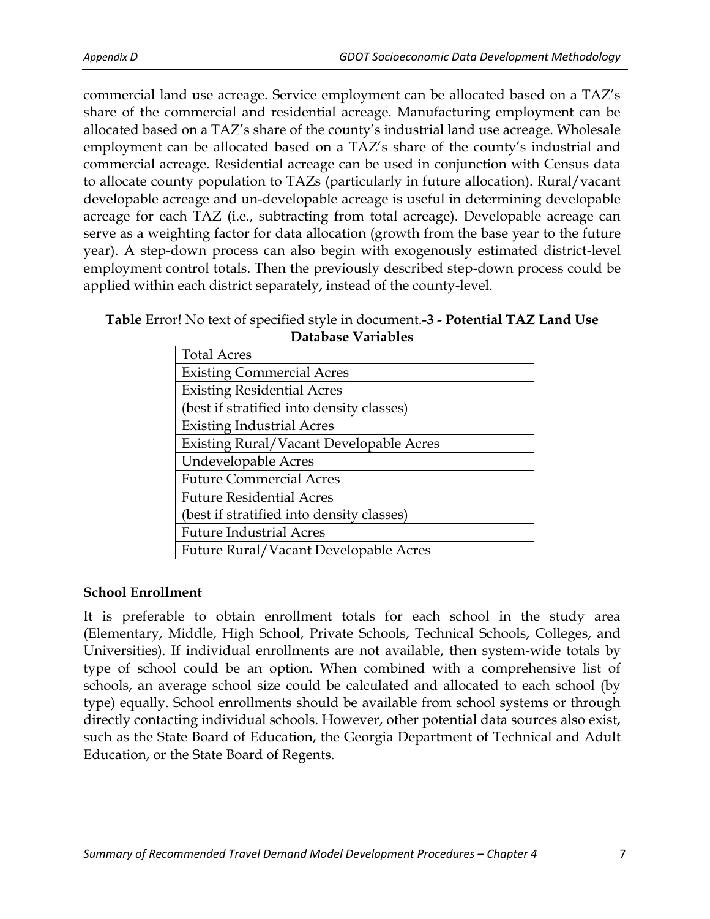commercial land use acreage. Service employment can be allocated based on a TAZ's share of the commercial and residential acreage. Manufacturing employment can be allocated based on a TAZ's share of the county's industrial land use acreage. Wholesale employment can be allocated based on a TAZ's share of the county's industrial and commercial acreage. Residential acreage can be used in conjunction with Census data to allocate county population to TAZs (particularly in future allocation). Rural/vacant developable acreage and un-developable acreage is useful in determining developable acreage for each TAZ (i.e., subtracting from total acreage). Developable acreage can serve as a weighting factor for data allocation (growth from the base year to the future year). A step-down process can also begin with exogenously estimated district-level employment control totals. Then the previously described step-down process could be applied within each district separately, instead of the county-level.

**Table** Error! No text of specified style in document.**-3 - Potential TAZ Land Use Database Variables**

| Total Acres |
| --- |
| Existing Commercial Acres |
| Existing Residential Acres (best if stratified into density classes) |
| Existing Industrial Acres |
| Existing Rural/Vacant Developable Acres |
| Undevelopable Acres |
| Future Commercial Acres |
| Future Residential Acres (best if stratified into density classes) |
| Future Industrial Acres |
| Future Rural/Vacant Developable Acres |

**School Enrollment**

It is preferable to obtain enrollment totals for each school in the study area (Elementary, Middle, High School, Private Schools, Technical Schools, Colleges, and Universities). If individual enrollments are not available, then system-wide totals by type of school could be an option. When combined with a comprehensive list of schools, an average school size could be calculated and allocated to each school (by type) equally. School enrollments should be available from school systems or through directly contacting individual schools. However, other potential data sources also exist, such as the State Board of Education, the Georgia Department of Technical and Adult Education, or the State Board of Regents.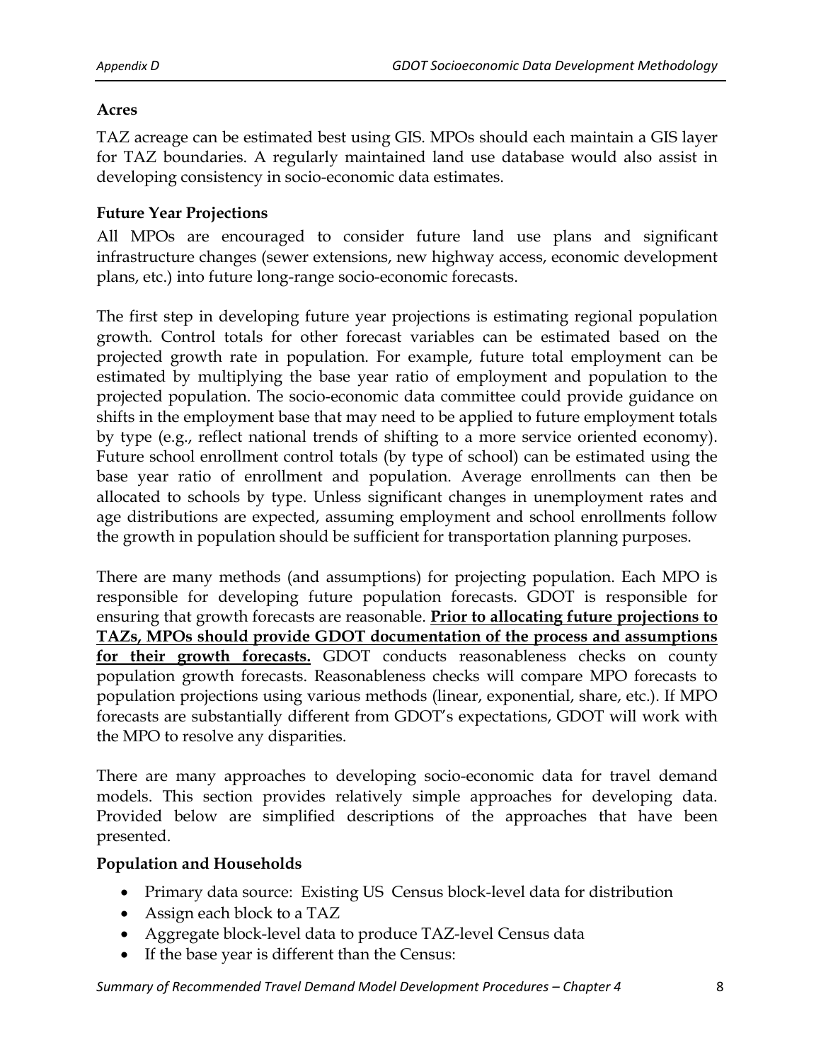**Acres**

TAZ acreage can be estimated best using GIS. MPOs should each maintain a GIS layer for TAZ boundaries. A regularly maintained land use database would also assist in developing consistency in socio-economic data estimates.

**Future Year Projections**

All MPOs are encouraged to consider future land use plans and significant infrastructure changes (sewer extensions, new highway access, economic development plans, etc.) into future long-range socio-economic forecasts.

The first step in developing future year projections is estimating regional population growth. Control totals for other forecast variables can be estimated based on the projected growth rate in population. For example, future total employment can be estimated by multiplying the base year ratio of employment and population to the projected population. The socio-economic data committee could provide guidance on shifts in the employment base that may need to be applied to future employment totals by type (e.g., reflect national trends of shifting to a more service oriented economy). Future school enrollment control totals (by type of school) can be estimated using the base year ratio of enrollment and population. Average enrollments can then be allocated to schools by type. Unless significant changes in unemployment rates and age distributions are expected, assuming employment and school enrollments follow the growth in population should be sufficient for transportation planning purposes.

There are many methods (and assumptions) for projecting population. Each MPO is responsible for developing future population forecasts. GDOT is responsible for ensuring that growth forecasts are reasonable. **Prior to allocating future projections to TAZs, MPOs should provide GDOT documentation of the process and assumptions for their growth forecasts.** GDOT conducts reasonableness checks on county population growth forecasts. Reasonableness checks will compare MPO forecasts to population projections using various methods (linear, exponential, share, etc.). If MPO forecasts are substantially different from GDOT's expectations, GDOT will work with the MPO to resolve any disparities.

There are many approaches to developing socio-economic data for travel demand models. This section provides relatively simple approaches for developing data. Provided below are simplified descriptions of the approaches that have been presented.

**Population and Households**

- Primary data source: Existing US Census block-level data for distribution
- Assign each block to a TAZ
- Aggregate block-level data to produce TAZ-level Census data
- If the base year is different than the Census: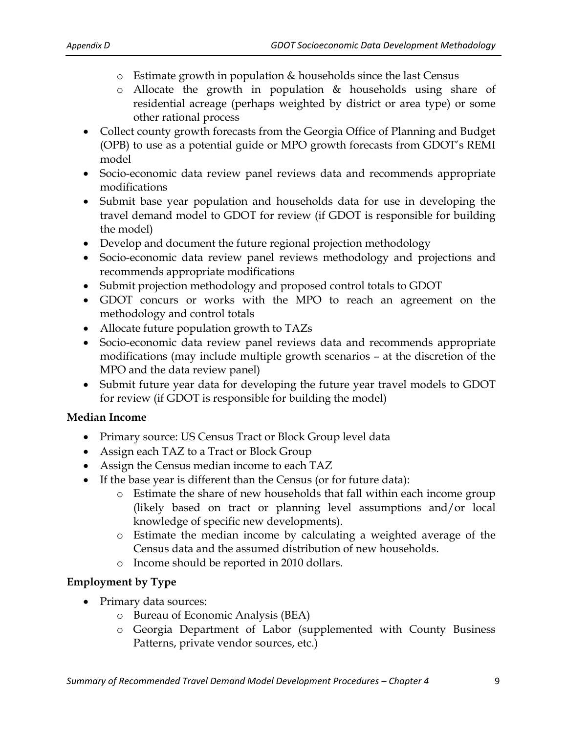- Estimate growth in population & households since the last Census
    - Allocate the growth in population & households using share of residential acreage (perhaps weighted by district or area type) or some other rational process
- Collect county growth forecasts from the Georgia Office of Planning and Budget (OPB) to use as a potential guide or MPO growth forecasts from GDOT's REMI model
- Socio-economic data review panel reviews data and recommends appropriate modifications
- Submit base year population and households data for use in developing the travel demand model to GDOT for review (if GDOT is responsible for building the model)
- Develop and document the future regional projection methodology
- Socio-economic data review panel reviews methodology and projections and recommends appropriate modifications
- Submit projection methodology and proposed control totals to GDOT
- GDOT concurs or works with the MPO to reach an agreement on the methodology and control totals
- Allocate future population growth to TAZs
- Socio-economic data review panel reviews data and recommends appropriate modifications (may include multiple growth scenarios – at the discretion of the MPO and the data review panel)
- Submit future year data for developing the future year travel models to GDOT for review (if GDOT is responsible for building the model)

**Median Income**

- Primary source: US Census Tract or Block Group level data
- Assign each TAZ to a Tract or Block Group
- Assign the Census median income to each TAZ
- If the base year is different than the Census (or for future data):
    - Estimate the share of new households that fall within each income group (likely based on tract or planning level assumptions and/or local knowledge of specific new developments).
    - Estimate the median income by calculating a weighted average of the Census data and the assumed distribution of new households.
    - Income should be reported in 2010 dollars.

**Employment by Type**

- Primary data sources:
    - Bureau of Economic Analysis (BEA)
    - Georgia Department of Labor (supplemented with County Business Patterns, private vendor sources, etc.)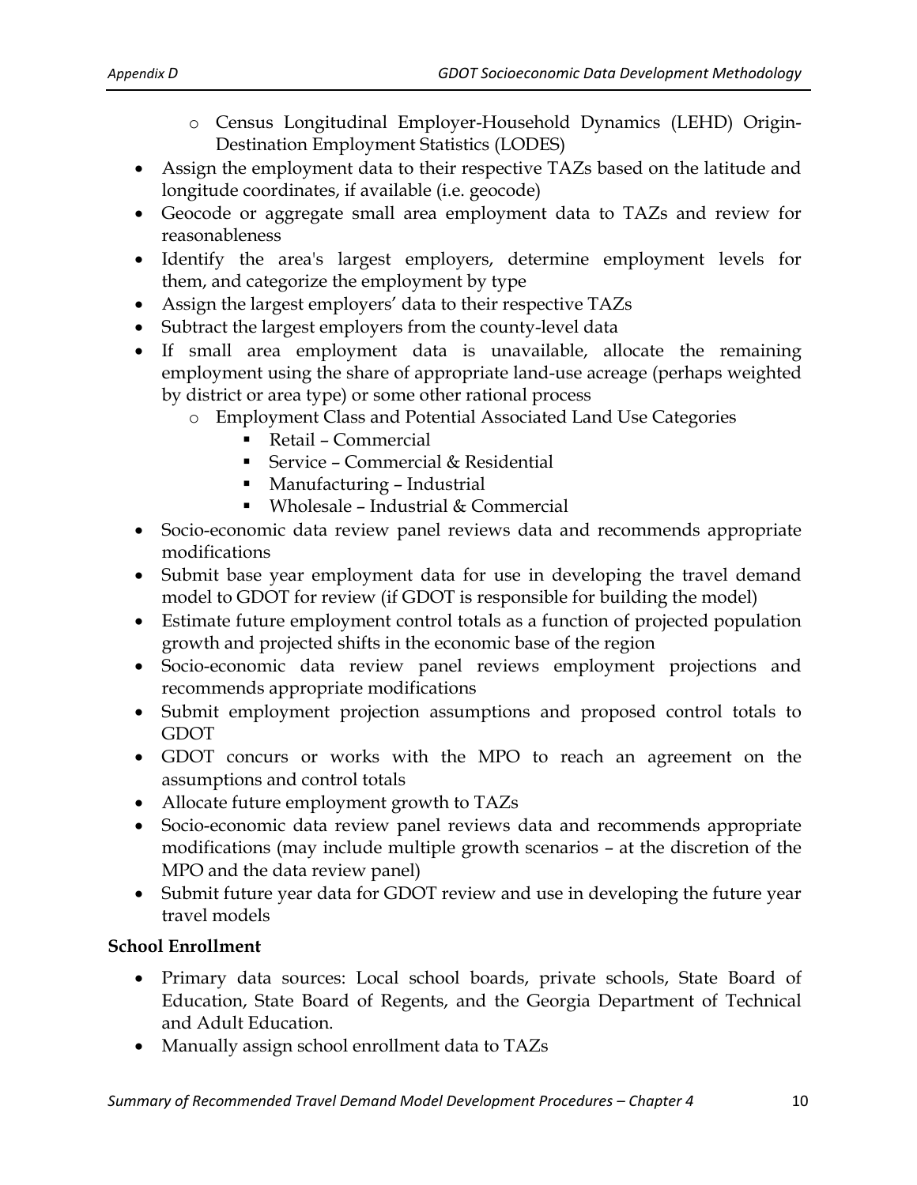- Census Longitudinal Employer-Household Dynamics (LEHD) Origin-Destination Employment Statistics (LODES)
- Assign the employment data to their respective TAZs based on the latitude and longitude coordinates, if available (i.e. geocode)
- Geocode or aggregate small area employment data to TAZs and review for reasonableness
- Identify the area's largest employers, determine employment levels for them, and categorize the employment by type
- Assign the largest employers' data to their respective TAZs
- Subtract the largest employers from the county-level data
- If small area employment data is unavailable, allocate the remaining employment using the share of appropriate land-use acreage (perhaps weighted by district or area type) or some other rational process
    - Employment Class and Potential Associated Land Use Categories
        - Retail – Commercial
        - Service – Commercial & Residential
        - Manufacturing – Industrial
        - Wholesale – Industrial & Commercial
- Socio-economic data review panel reviews data and recommends appropriate modifications
- Submit base year employment data for use in developing the travel demand model to GDOT for review (if GDOT is responsible for building the model)
- Estimate future employment control totals as a function of projected population growth and projected shifts in the economic base of the region
- Socio-economic data review panel reviews employment projections and recommends appropriate modifications
- Submit employment projection assumptions and proposed control totals to GDOT
- GDOT concurs or works with the MPO to reach an agreement on the assumptions and control totals
- Allocate future employment growth to TAZs
- Socio-economic data review panel reviews data and recommends appropriate modifications (may include multiple growth scenarios – at the discretion of the MPO and the data review panel)
- Submit future year data for GDOT review and use in developing the future year travel models

**School Enrollment**

- Primary data sources: Local school boards, private schools, State Board of Education, State Board of Regents, and the Georgia Department of Technical and Adult Education.
- Manually assign school enrollment data to TAZs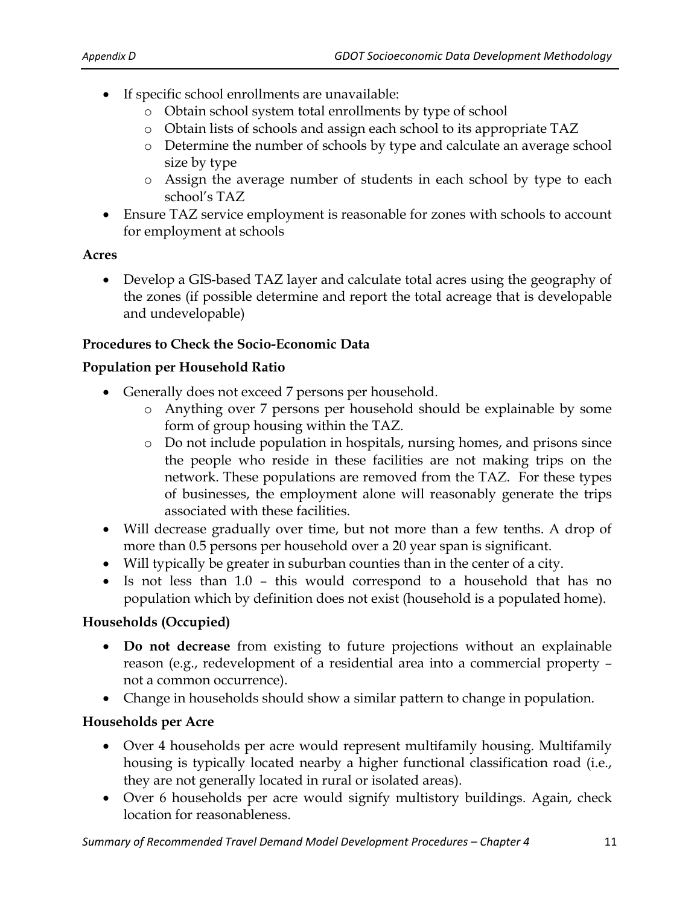- If specific school enrollments are unavailable:
    - Obtain school system total enrollments by type of school
    - Obtain lists of schools and assign each school to its appropriate TAZ
    - Determine the number of schools by type and calculate an average school size by type
    - Assign the average number of students in each school by type to each school's TAZ
- Ensure TAZ service employment is reasonable for zones with schools to account for employment at schools

**Acres**

- Develop a GIS-based TAZ layer and calculate total acres using the geography of the zones (if possible determine and report the total acreage that is developable and undevelopable)

**Procedures to Check the Socio-Economic Data**

**Population per Household Ratio**

- Generally does not exceed 7 persons per household.
    - Anything over 7 persons per household should be explainable by some form of group housing within the TAZ.
    - Do not include population in hospitals, nursing homes, and prisons since the people who reside in these facilities are not making trips on the network. These populations are removed from the TAZ. For these types of businesses, the employment alone will reasonably generate the trips associated with these facilities.
- Will decrease gradually over time, but not more than a few tenths. A drop of more than 0.5 persons per household over a 20 year span is significant.
- Will typically be greater in suburban counties than in the center of a city.
- Is not less than 1.0 – this would correspond to a household that has no population which by definition does not exist (household is a populated home).

**Households (Occupied)**

- **Do not decrease** from existing to future projections without an explainable reason (e.g., redevelopment of a residential area into a commercial property – not a common occurrence).
- Change in households should show a similar pattern to change in population.

**Households per Acre**

- Over 4 households per acre would represent multifamily housing. Multifamily housing is typically located nearby a higher functional classification road (i.e., they are not generally located in rural or isolated areas).
- Over 6 households per acre would signify multistory buildings. Again, check location for reasonableness.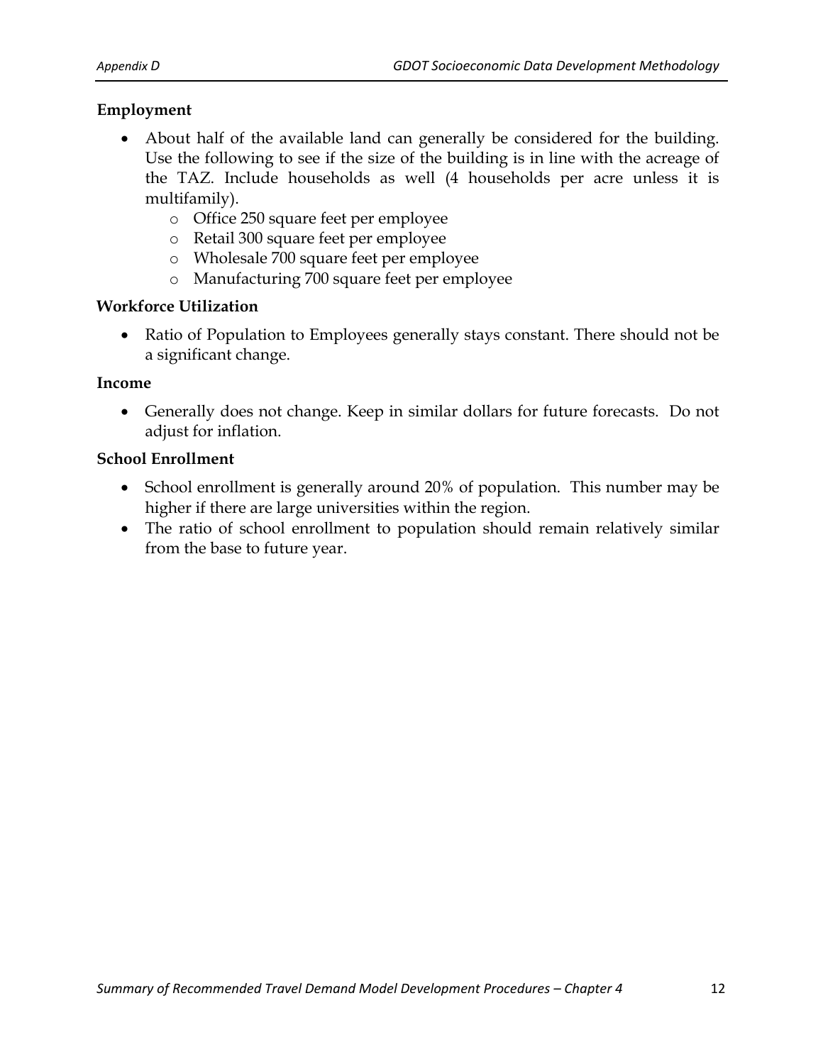**Employment**

- About half of the available land can generally be considered for the building. Use the following to see if the size of the building is in line with the acreage of the TAZ. Include households as well (4 households per acre unless it is multifamily).
  - Office 250 square feet per employee
  - Retail 300 square feet per employee
  - Wholesale 700 square feet per employee
  - Manufacturing 700 square feet per employee

**Workforce Utilization**

- Ratio of Population to Employees generally stays constant. There should not be a significant change.

**Income**

- Generally does not change. Keep in similar dollars for future forecasts. Do not adjust for inflation.

**School Enrollment**

- School enrollment is generally around 20% of population. This number may be higher if there are large universities within the region.
- The ratio of school enrollment to population should remain relatively similar from the base to future year.